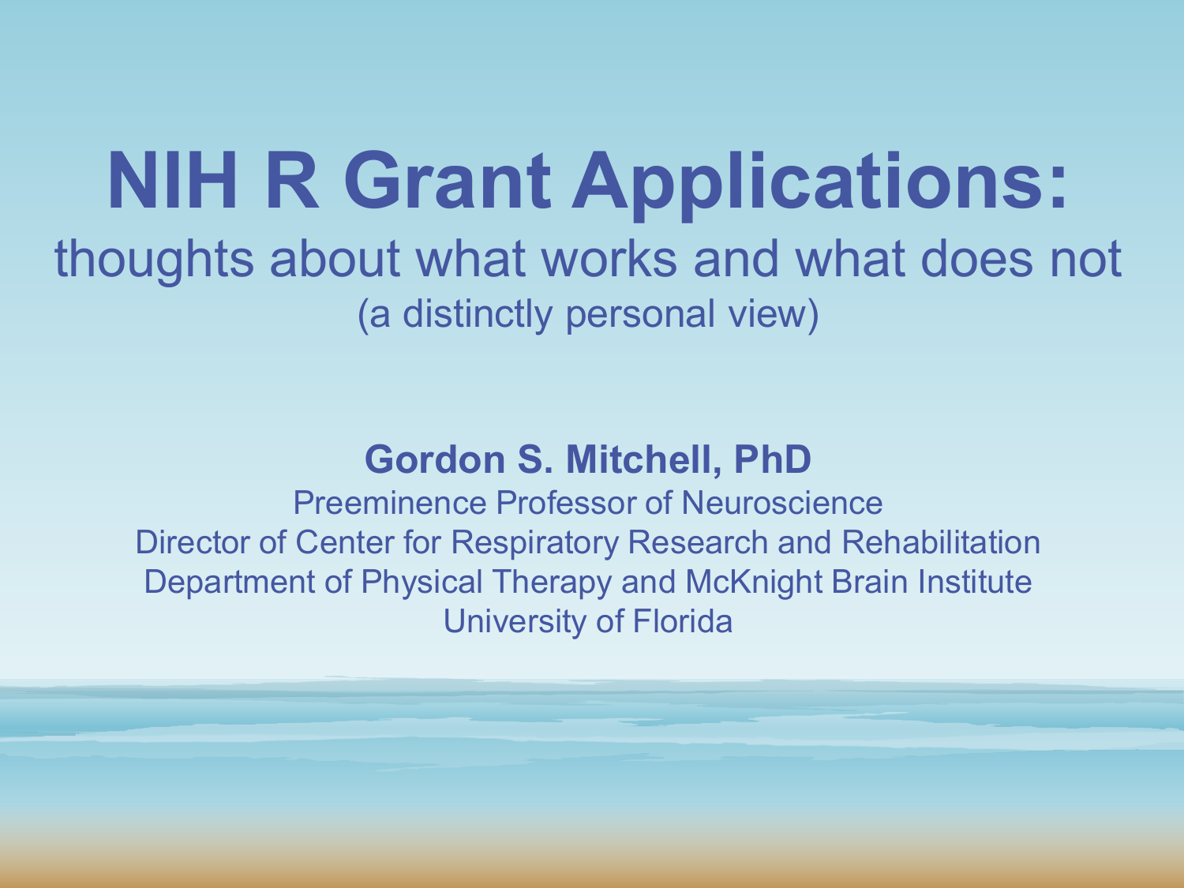# NIH R Grant Applications:

## thoughts about what works and what does not

(a distinctly personal view)

**Gordon S. Mitchell, PhD**

Preeminence Professor of Neuroscience

Director of Center for Respiratory Research and Rehabilitation

Department of Physical Therapy and McKnight Brain Institute

University of Florida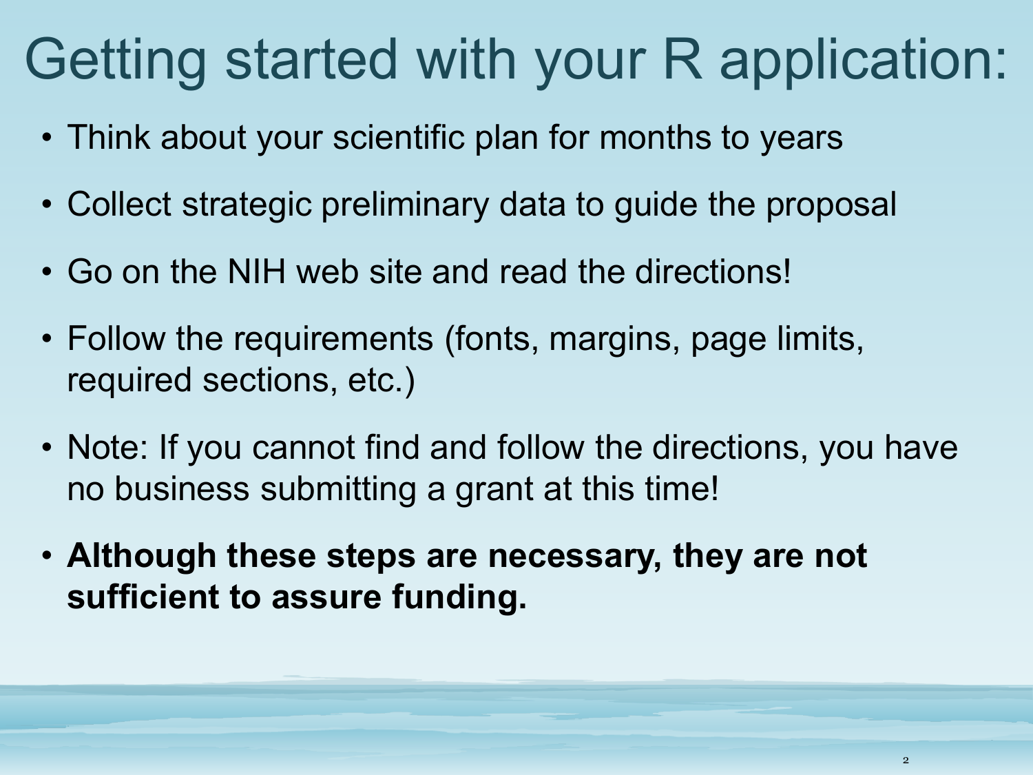# Getting started with your R application:

- Think about your scientific plan for months to years
- Collect strategic preliminary data to guide the proposal
- Go on the NIH web site and read the directions!
- Follow the requirements (fonts, margins, page limits, required sections, etc.)
- Note: If you cannot find and follow the directions, you have no business submitting a grant at this time!
- **Although these steps are necessary, they are not sufficient to assure funding.**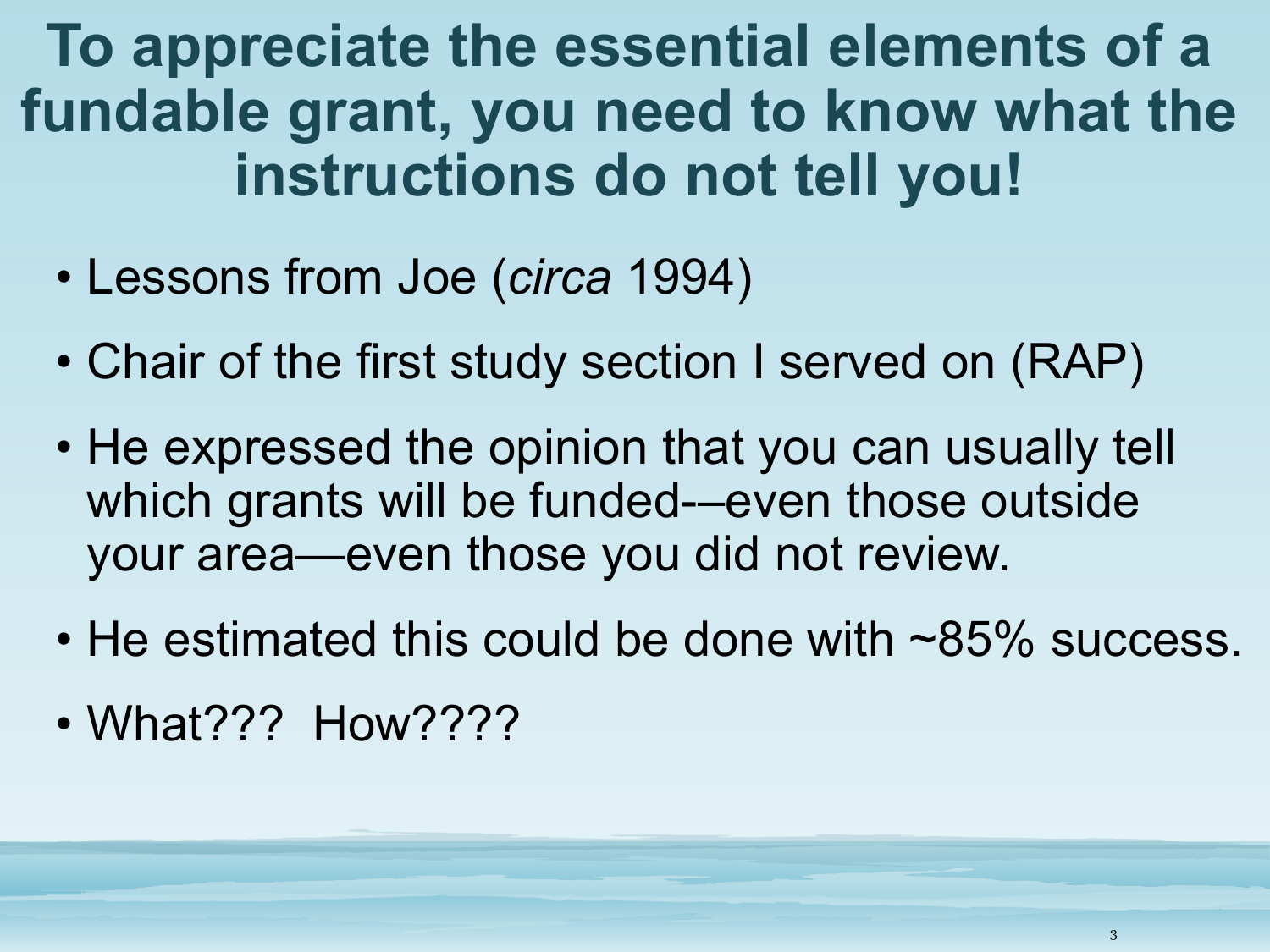# To appreciate the essential elements of a fundable grant, you need to know what the instructions do not tell you!

- Lessons from Joe (*circa* 1994)
- Chair of the first study section I served on (RAP)
- He expressed the opinion that you can usually tell which grants will be funded-–even those outside your area—even those you did not review.
- He estimated this could be done with ~85% success.
- What??? How????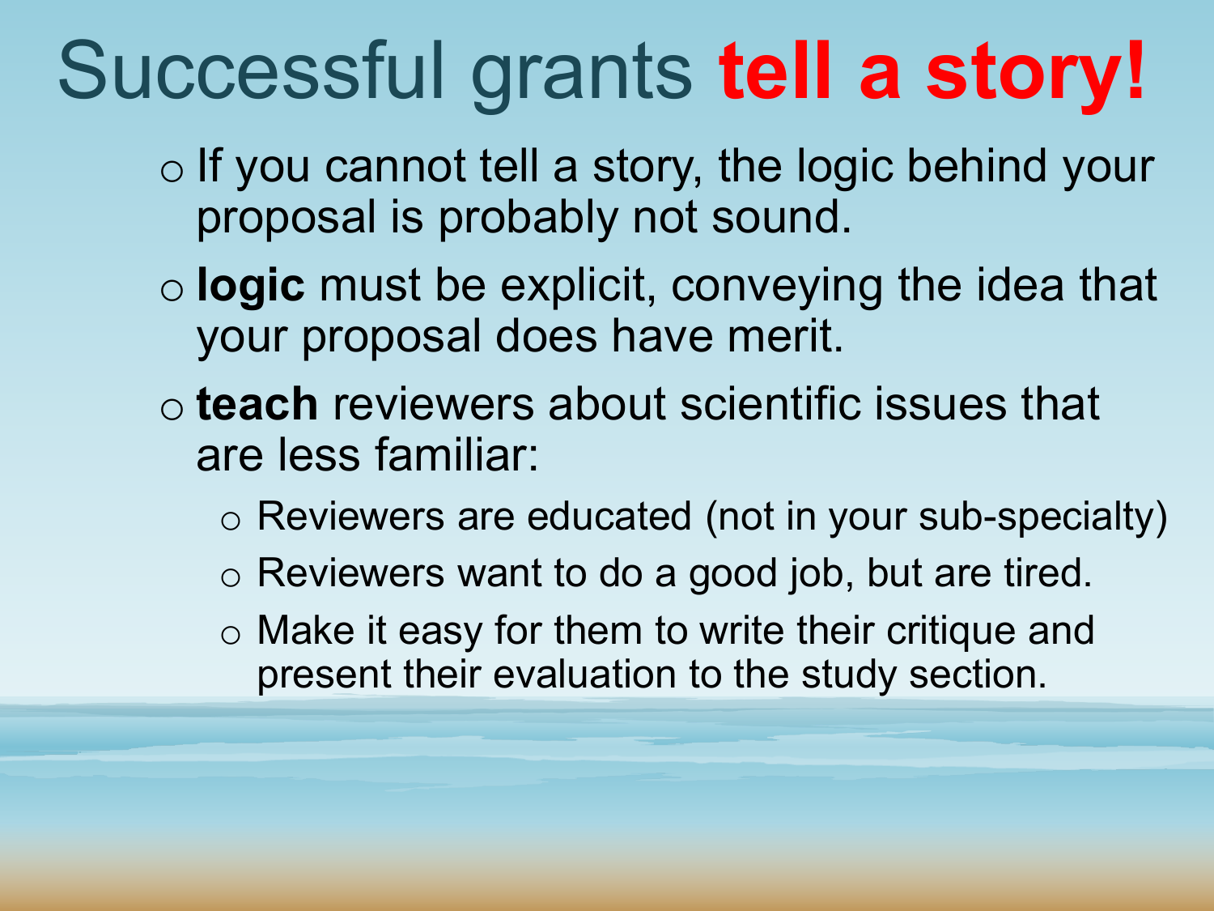# Successful grants **tell a story!**

- If you cannot tell a story, the logic behind your proposal is probably not sound.
- **logic** must be explicit, conveying the idea that your proposal does have merit.
- **teach** reviewers about scientific issues that are less familiar:
  - Reviewers are educated (not in your sub-specialty)
  - Reviewers want to do a good job, but are tired.
  - Make it easy for them to write their critique and present their evaluation to the study section.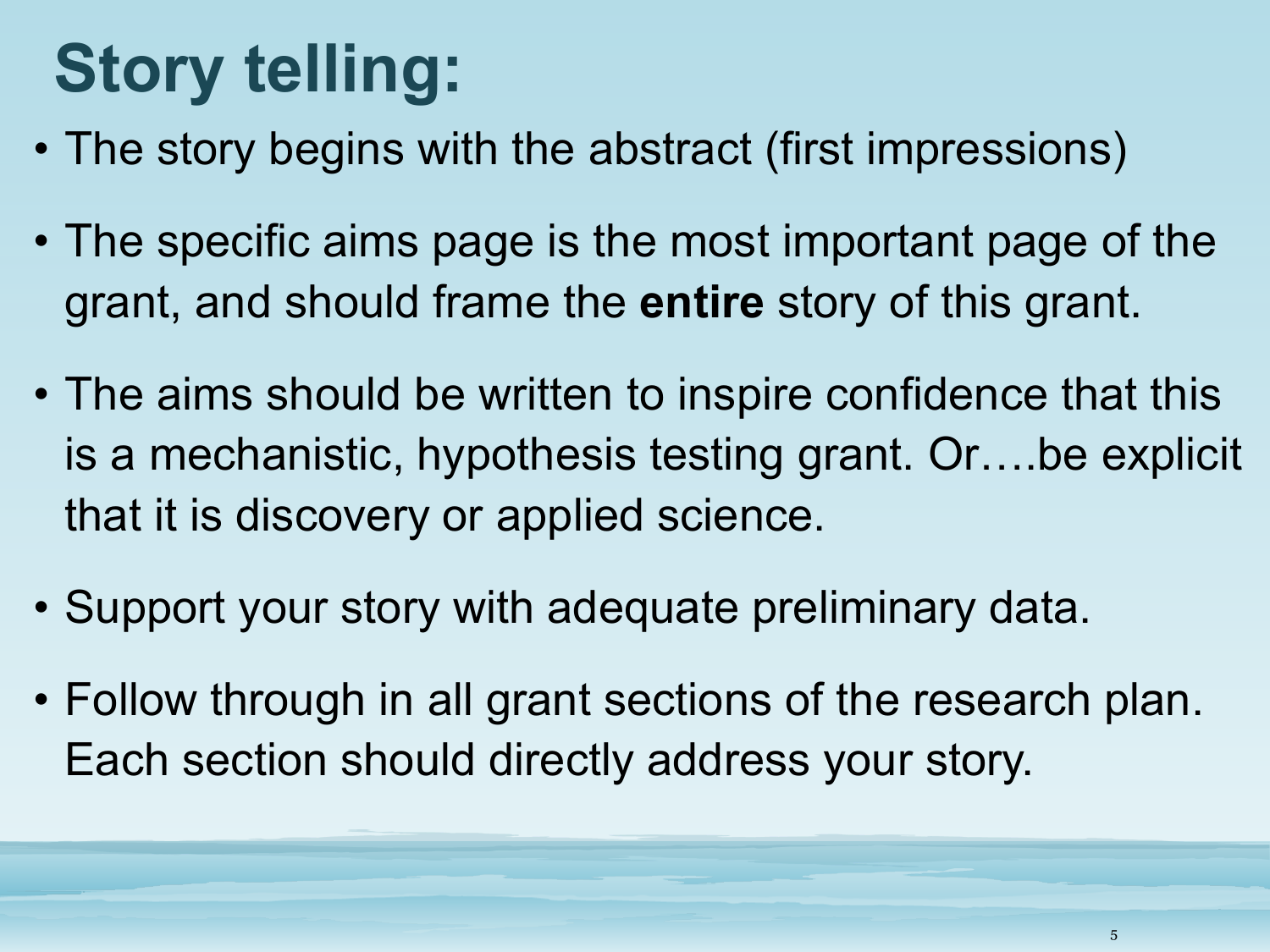# Story telling:

- The story begins with the abstract (first impressions)
- The specific aims page is the most important page of the grant, and should frame the **entire** story of this grant.
- The aims should be written to inspire confidence that this is a mechanistic, hypothesis testing grant. Or….be explicit that it is discovery or applied science.
- Support your story with adequate preliminary data.
- Follow through in all grant sections of the research plan. Each section should directly address your story.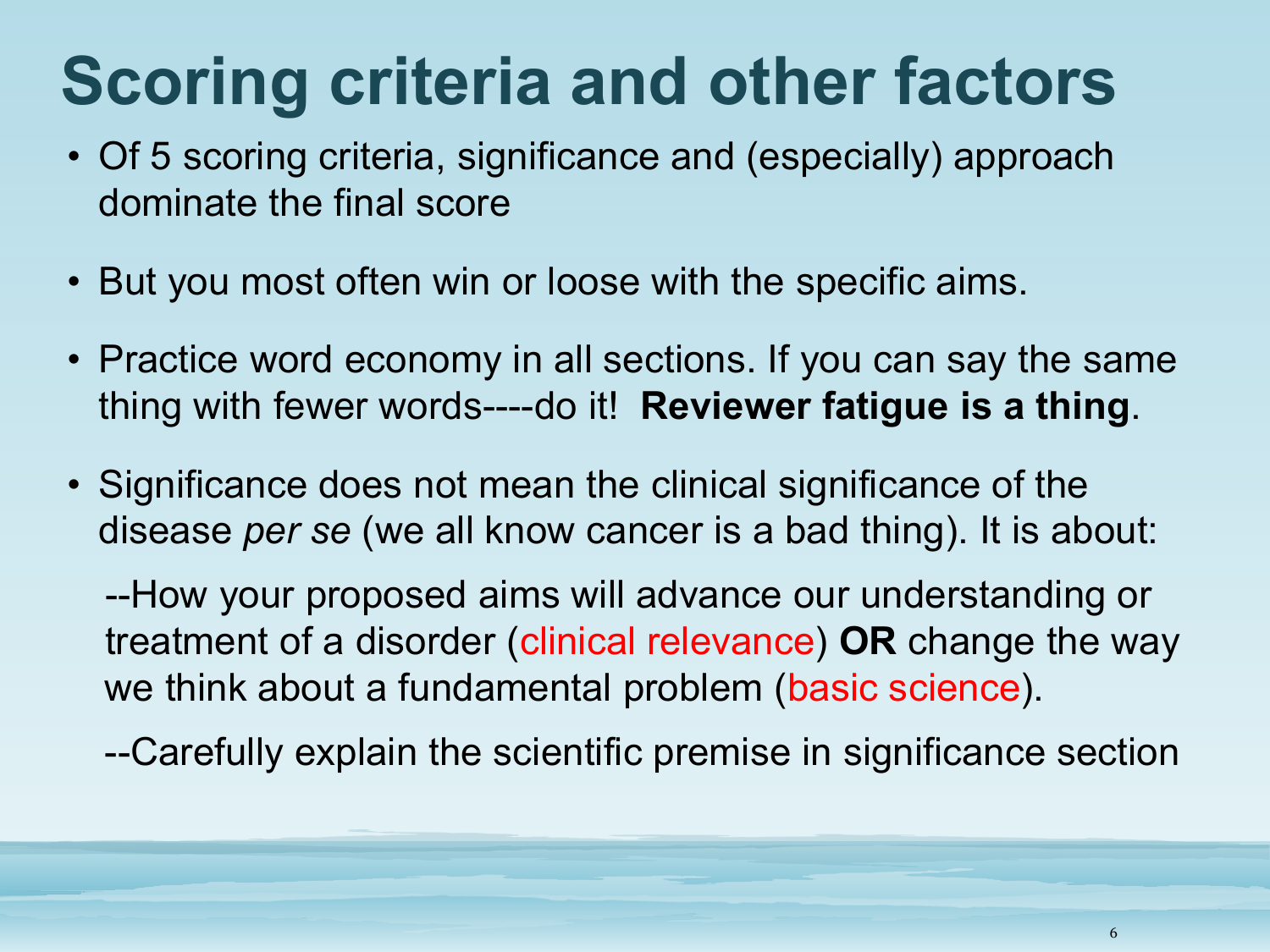# Scoring criteria and other factors

- Of 5 scoring criteria, significance and (especially) approach dominate the final score
- But you most often win or loose with the specific aims.
- Practice word economy in all sections. If you can say the same thing with fewer words----do it! **Reviewer fatigue is a thing**.
- Significance does not mean the clinical significance of the disease *per se* (we all know cancer is a bad thing). It is about:

  --How your proposed aims will advance our understanding or treatment of a disorder (clinical relevance) **OR** change the way we think about a fundamental problem (basic science).

  --Carefully explain the scientific premise in significance section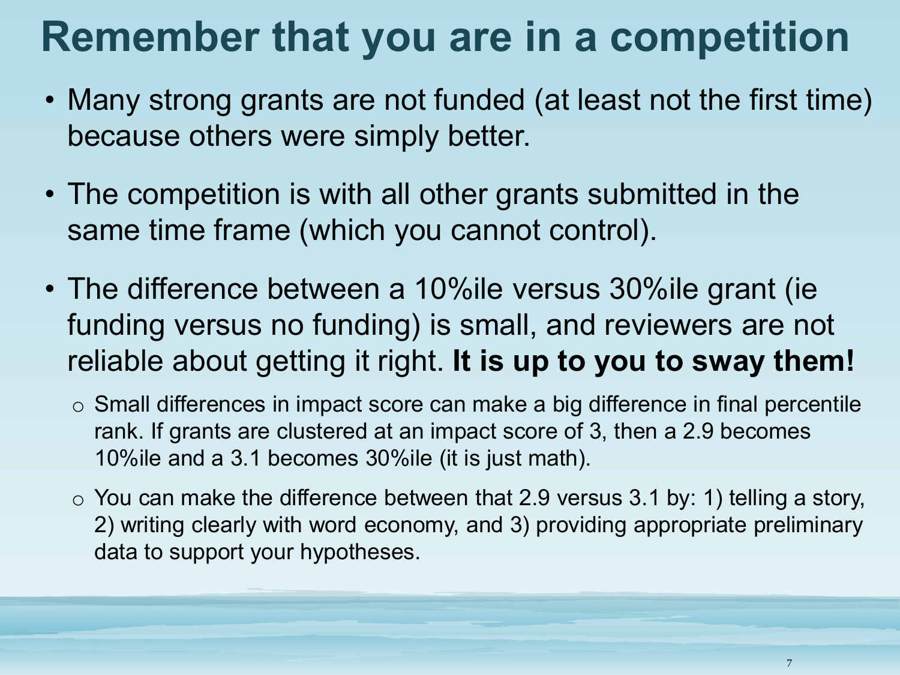# Remember that you are in a competition

- Many strong grants are not funded (at least not the first time) because others were simply better.
- The competition is with all other grants submitted in the same time frame (which you cannot control).
- The difference between a 10%ile versus 30%ile grant (ie funding versus no funding) is small, and reviewers are not reliable about getting it right. **It is up to you to sway them!**
  - Small differences in impact score can make a big difference in final percentile rank. If grants are clustered at an impact score of 3, then a 2.9 becomes 10%ile and a 3.1 becomes 30%ile (it is just math).
  - You can make the difference between that 2.9 versus 3.1 by: 1) telling a story, 2) writing clearly with word economy, and 3) providing appropriate preliminary data to support your hypotheses.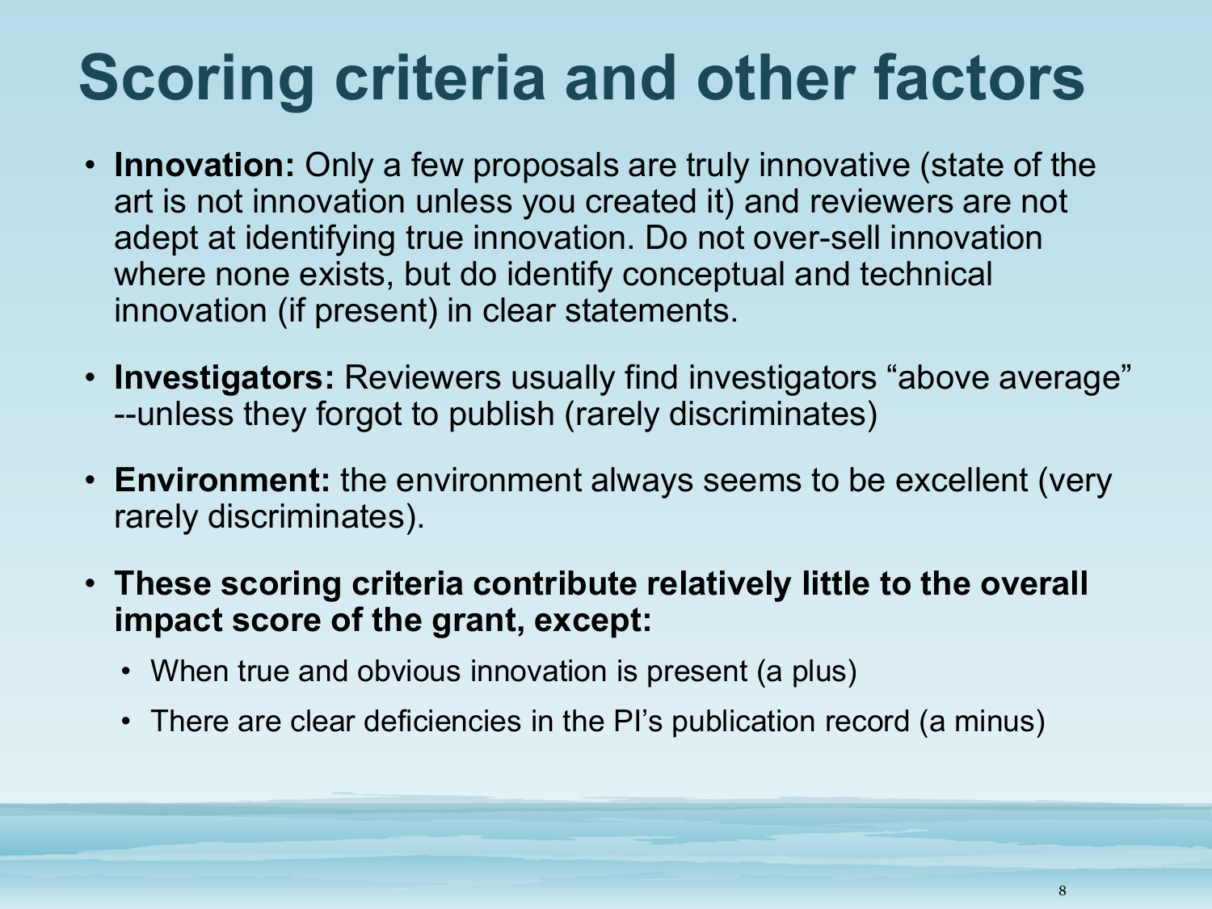# Scoring criteria and other factors

- **Innovation:** Only a few proposals are truly innovative (state of the art is not innovation unless you created it) and reviewers are not adept at identifying true innovation. Do not over-sell innovation where none exists, but do identify conceptual and technical innovation (if present) in clear statements.
- **Investigators:** Reviewers usually find investigators "above average" --unless they forgot to publish (rarely discriminates)
- **Environment:** the environment always seems to be excellent (very rarely discriminates).
- **These scoring criteria contribute relatively little to the overall impact score of the grant, except:**
  - When true and obvious innovation is present (a plus)
  - There are clear deficiencies in the PI's publication record (a minus)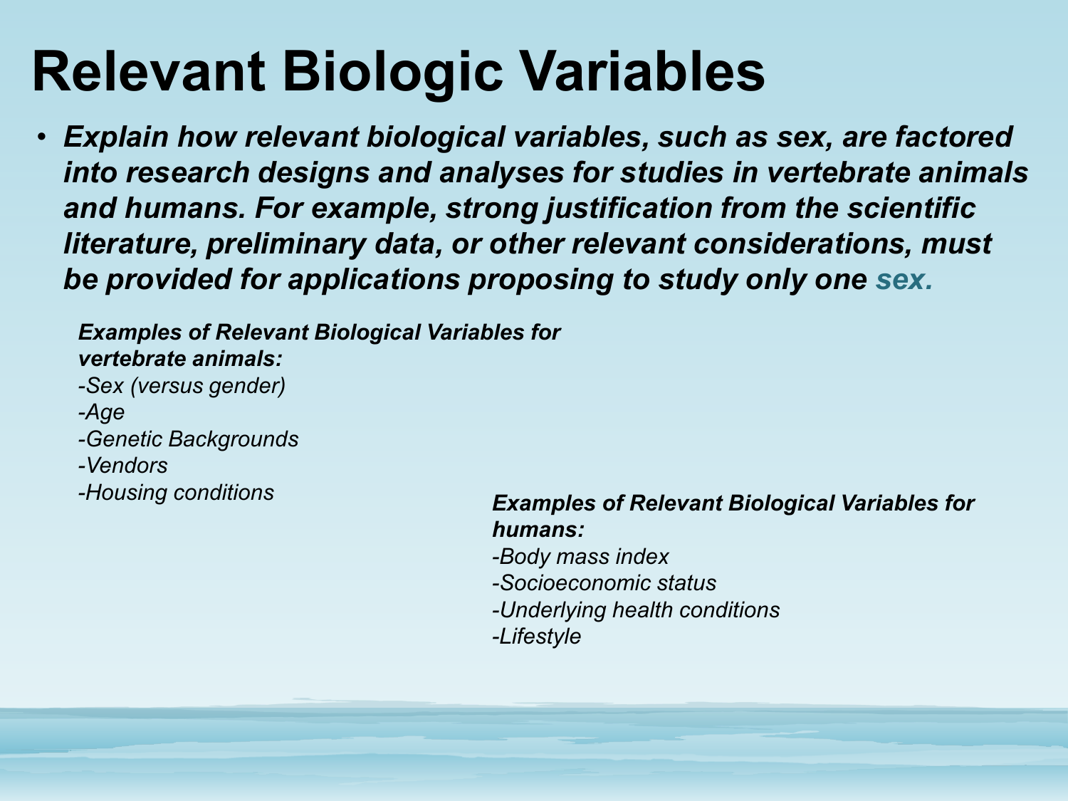# Relevant Biologic Variables

- ***Explain how relevant biological variables, such as sex, are factored into research designs and analyses for studies in vertebrate animals and humans. For example, strong justification from the scientific literature, preliminary data, or other relevant considerations, must be provided for applications proposing to study only one sex.***

***Examples of Relevant Biological Variables for vertebrate animals:***

*-Sex (versus gender)*
*-Age*
*-Genetic Backgrounds*
*-Vendors*
*-Housing conditions*

***Examples of Relevant Biological Variables for humans:***

*-Body mass index*
*-Socioeconomic status*
*-Underlying health conditions*
*-Lifestyle*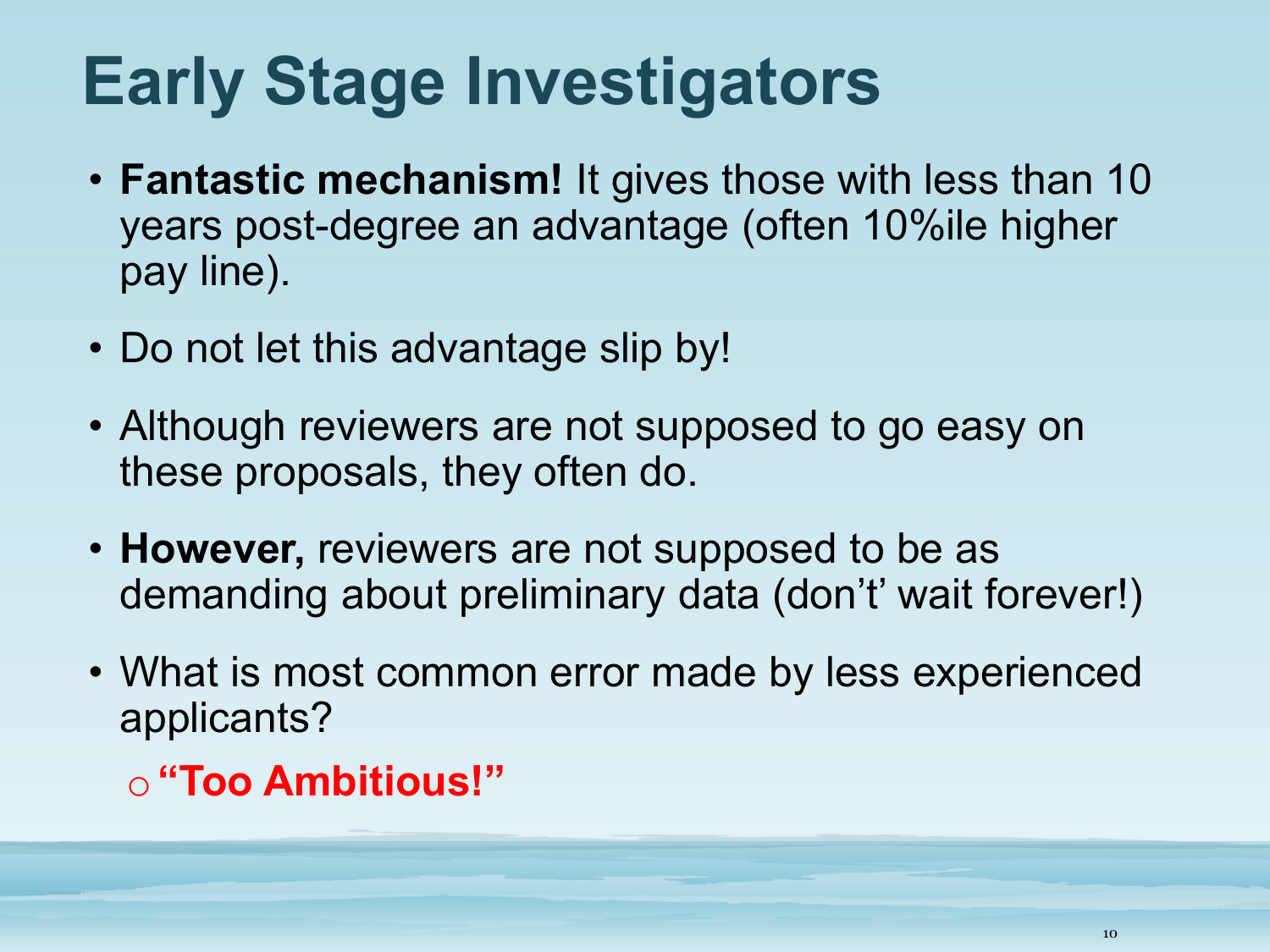# Early Stage Investigators

- **Fantastic mechanism!** It gives those with less than 10 years post-degree an advantage (often 10%ile higher pay line).
- Do not let this advantage slip by!
- Although reviewers are not supposed to go easy on these proposals, they often do.
- **However,** reviewers are not supposed to be as demanding about preliminary data (don't' wait forever!)
- What is most common error made by less experienced applicants?
    - **"Too Ambitious!"**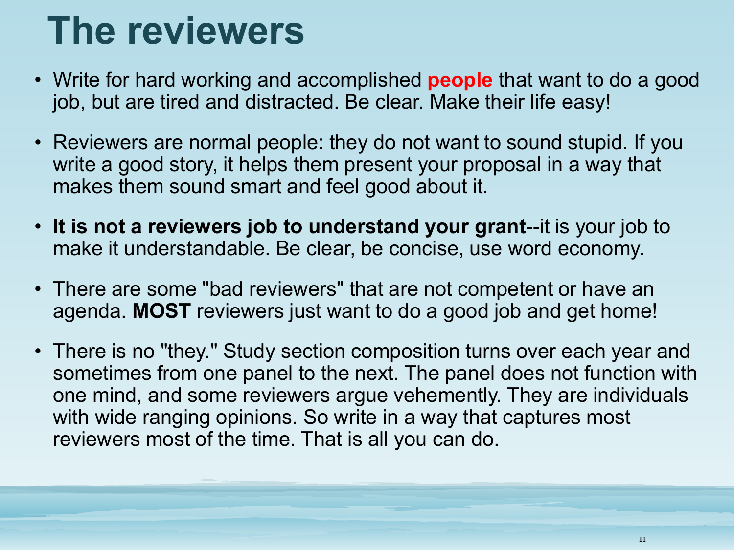# The reviewers

- Write for hard working and accomplished **people** that want to do a good job, but are tired and distracted. Be clear. Make their life easy!
- Reviewers are normal people: they do not want to sound stupid. If you write a good story, it helps them present your proposal in a way that makes them sound smart and feel good about it.
- **It is not a reviewers job to understand your grant**--it is your job to make it understandable. Be clear, be concise, use word economy.
- There are some "bad reviewers" that are not competent or have an agenda. **MOST** reviewers just want to do a good job and get home!
- There is no "they." Study section composition turns over each year and sometimes from one panel to the next. The panel does not function with one mind, and some reviewers argue vehemently. They are individuals with wide ranging opinions. So write in a way that captures most reviewers most of the time. That is all you can do.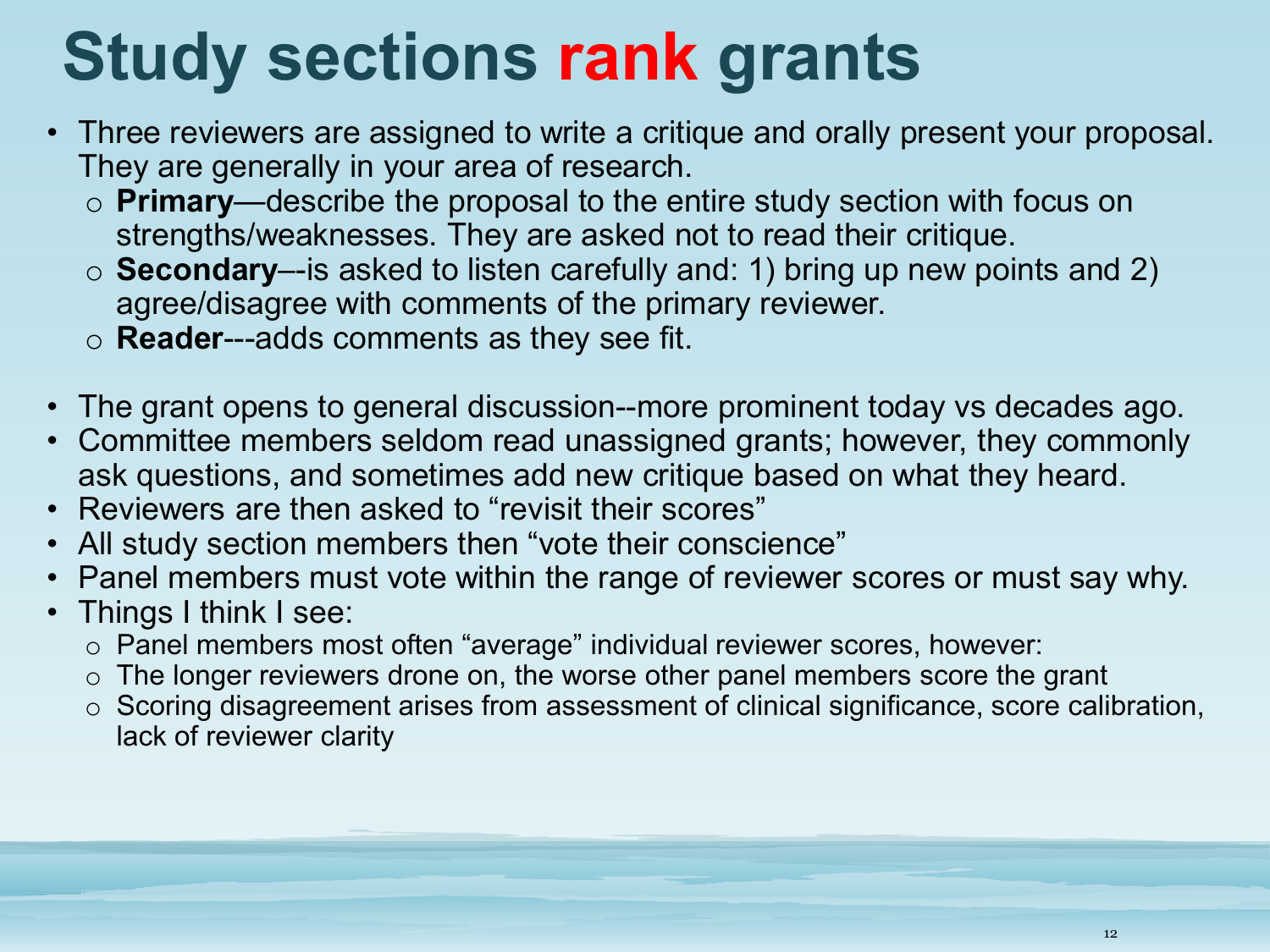# Study sections rank grants

- Three reviewers are assigned to write a critique and orally present your proposal. They are generally in your area of research.
  - **Primary**—describe the proposal to the entire study section with focus on strengths/weaknesses. They are asked not to read their critique.
  - **Secondary**–-is asked to listen carefully and: 1) bring up new points and 2) agree/disagree with comments of the primary reviewer.
  - **Reader**---adds comments as they see fit.

- The grant opens to general discussion--more prominent today vs decades ago.
- Committee members seldom read unassigned grants; however, they commonly ask questions, and sometimes add new critique based on what they heard.
- Reviewers are then asked to "revisit their scores"
- All study section members then "vote their conscience"
- Panel members must vote within the range of reviewer scores or must say why.
- Things I think I see:
  - Panel members most often "average" individual reviewer scores, however:
  - The longer reviewers drone on, the worse other panel members score the grant
  - Scoring disagreement arises from assessment of clinical significance, score calibration, lack of reviewer clarity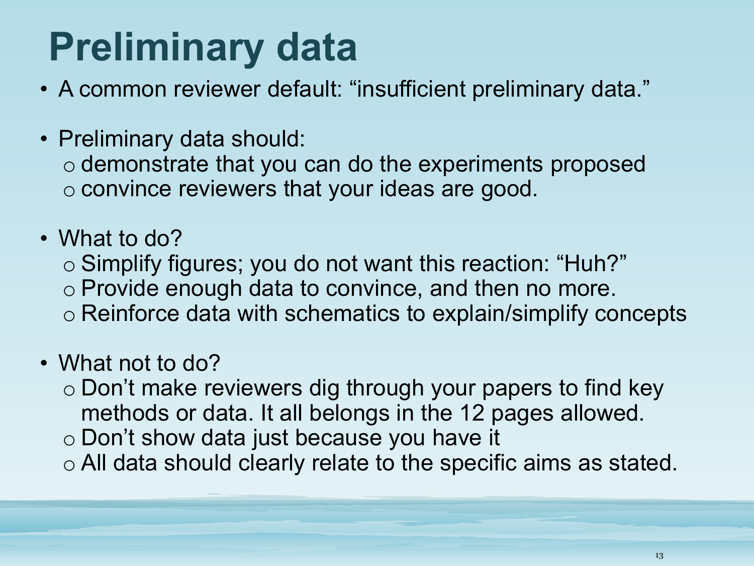# Preliminary data

- A common reviewer default: “insufficient preliminary data.”

- Preliminary data should:
  - demonstrate that you can do the experiments proposed
  - convince reviewers that your ideas are good.

- What to do?
  - Simplify figures; you do not want this reaction: “Huh?”
  - Provide enough data to convince, and then no more.
  - Reinforce data with schematics to explain/simplify concepts

- What not to do?
  - Don’t make reviewers dig through your papers to find key methods or data. It all belongs in the 12 pages allowed.
  - Don’t show data just because you have it
  - All data should clearly relate to the specific aims as stated.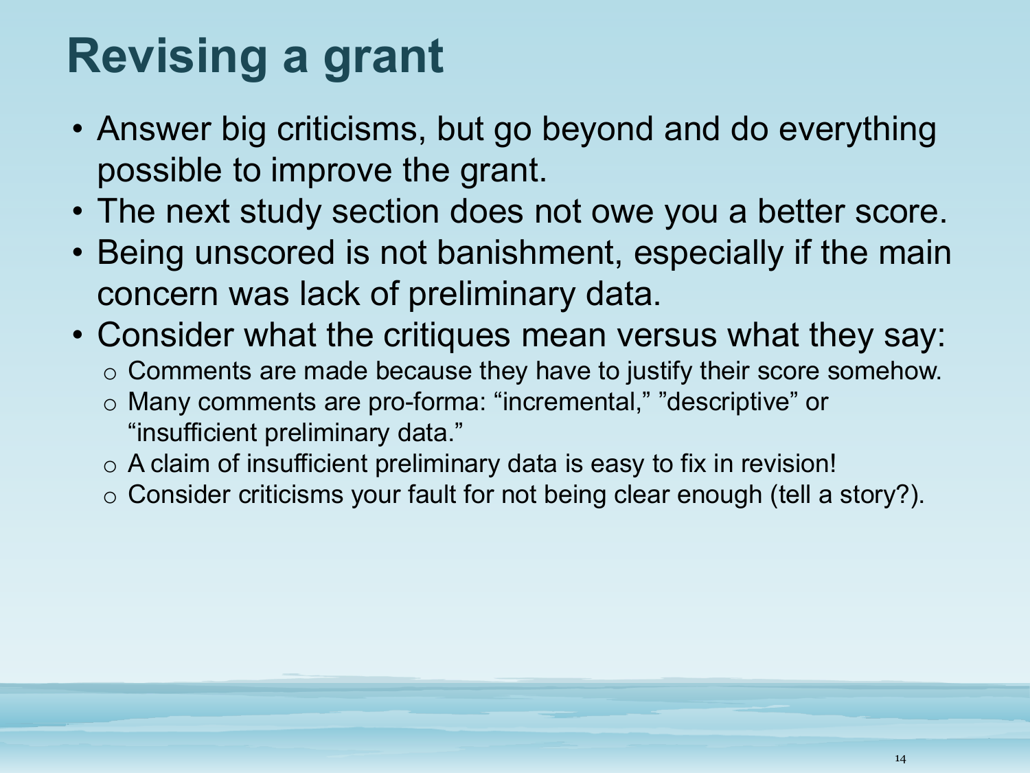# Revising a grant

- Answer big criticisms, but go beyond and do everything possible to improve the grant.
- The next study section does not owe you a better score.
- Being unscored is not banishment, especially if the main concern was lack of preliminary data.
- Consider what the critiques mean versus what they say:
  - Comments are made because they have to justify their score somehow.
  - Many comments are pro-forma: “incremental,” ”descriptive” or “insufficient preliminary data.”
  - A claim of insufficient preliminary data is easy to fix in revision!
  - Consider criticisms your fault for not being clear enough (tell a story?).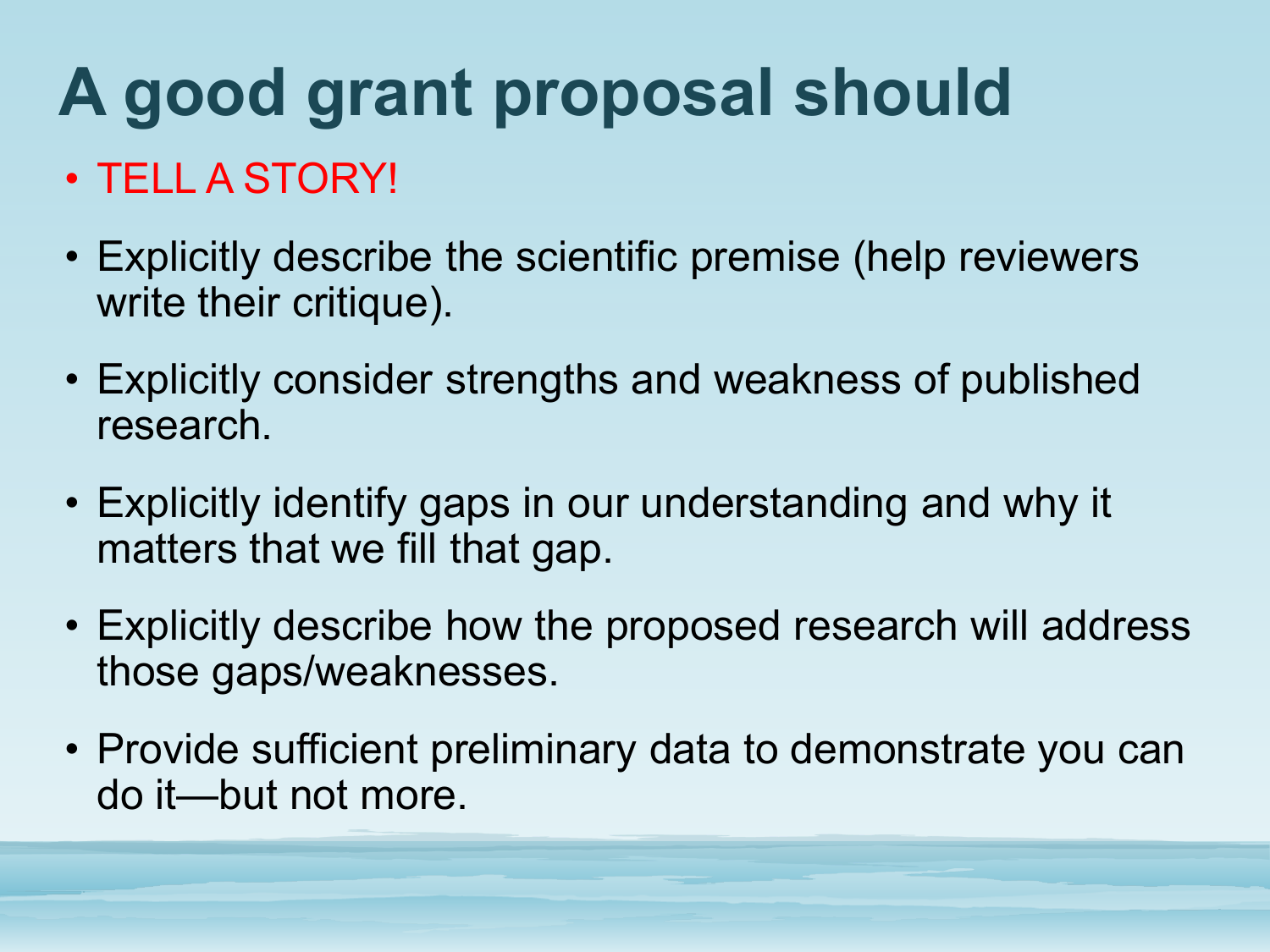# A good grant proposal should

- TELL A STORY!
- Explicitly describe the scientific premise (help reviewers write their critique).
- Explicitly consider strengths and weakness of published research.
- Explicitly identify gaps in our understanding and why it matters that we fill that gap.
- Explicitly describe how the proposed research will address those gaps/weaknesses.
- Provide sufficient preliminary data to demonstrate you can do it—but not more.